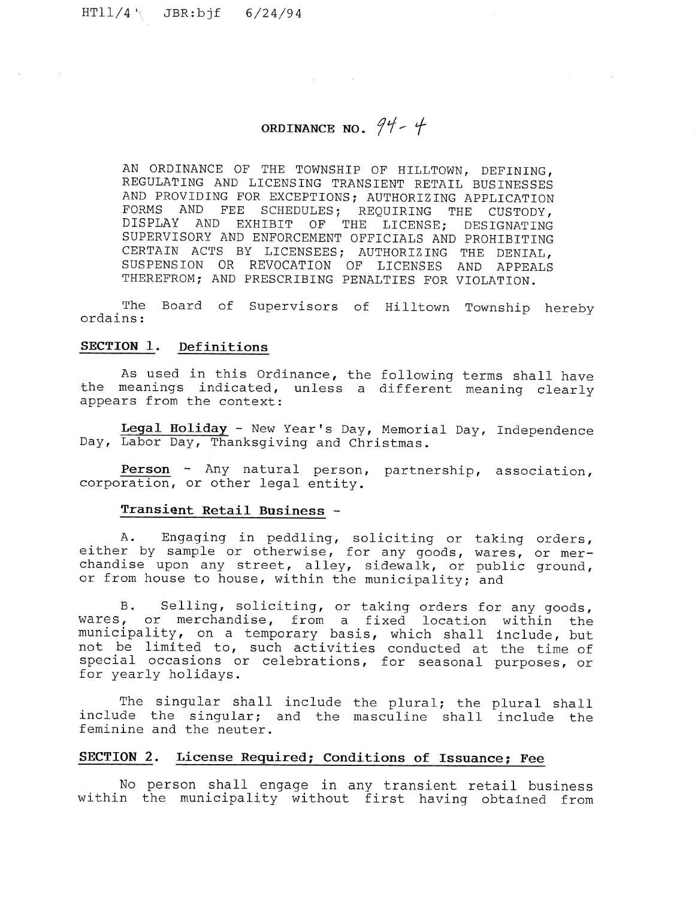HT11/4 JBR:bjf 6/24/94

# ORDINANCE NO. 94-4

AN ORDINANCE OF THE TOWNSHIP OF HILLTOWN, DEFINING, REGULATING AND LICENSING TRANSIENT RETAIL BUSINESSES AND PROVIDING FOR EXCEPTIONS; AUTHORIZING APPLICATION FORMS AND FEE SCHEDULES; REQUIRING THE CUSTODY, DISPLAY AND EXHIBIT OF THE LICENSE; DESIGNATING SUPERVISORY AND ENFORCEMENT OFFICIALS AND PROHIBITING CERTAIN ACTS BY LICENSEES; AUTHORIZING THE DENIAL, SUSPENSION OR REVOCATION OF LICENSES AND APPEALS THEREFROM; AND PRESCRIBING PENALTIES FOR VIOLATION.

The Board of Supervisors of Hilltown Township hereby ordains:

## SECTION 1. Definitions

As used in this Ordinance, the following terms shall have the meanings indicated, unless a different meaning clearly appears from the context:

**Legal Holiday** - New Year's Day, Memorial Day, Independence Day, Labor Day, Thanksgiving and Christmas.

**Person** - Any natural person, partnership, association, corporation, or other legal entity.

**Transient Retail Business** -

A. Engaging in peddling, soliciting or taking orders, either by sample or otherwise, for any goods, wares, or merchandise upon any street, alley, sidewalk, or public ground, or from house to house, within the municipality; and

B. Selling, soliciting, or taking orders for any goods, wares, or merchandise, from a fixed location within the municipality, on a temporary basis, which shall include, but not be limited to, such activities conducted at the time of special occasions or celebrations, for seasonal purposes, or for yearly holidays.

The singular shall include the plural; the plural shall include the singular; and the masculine shall include the feminine and the neuter.

## SECTION 2. License Required; Conditions of Issuance; Fee

No person shall engage in any transient retail business within the municipality without first having obtained from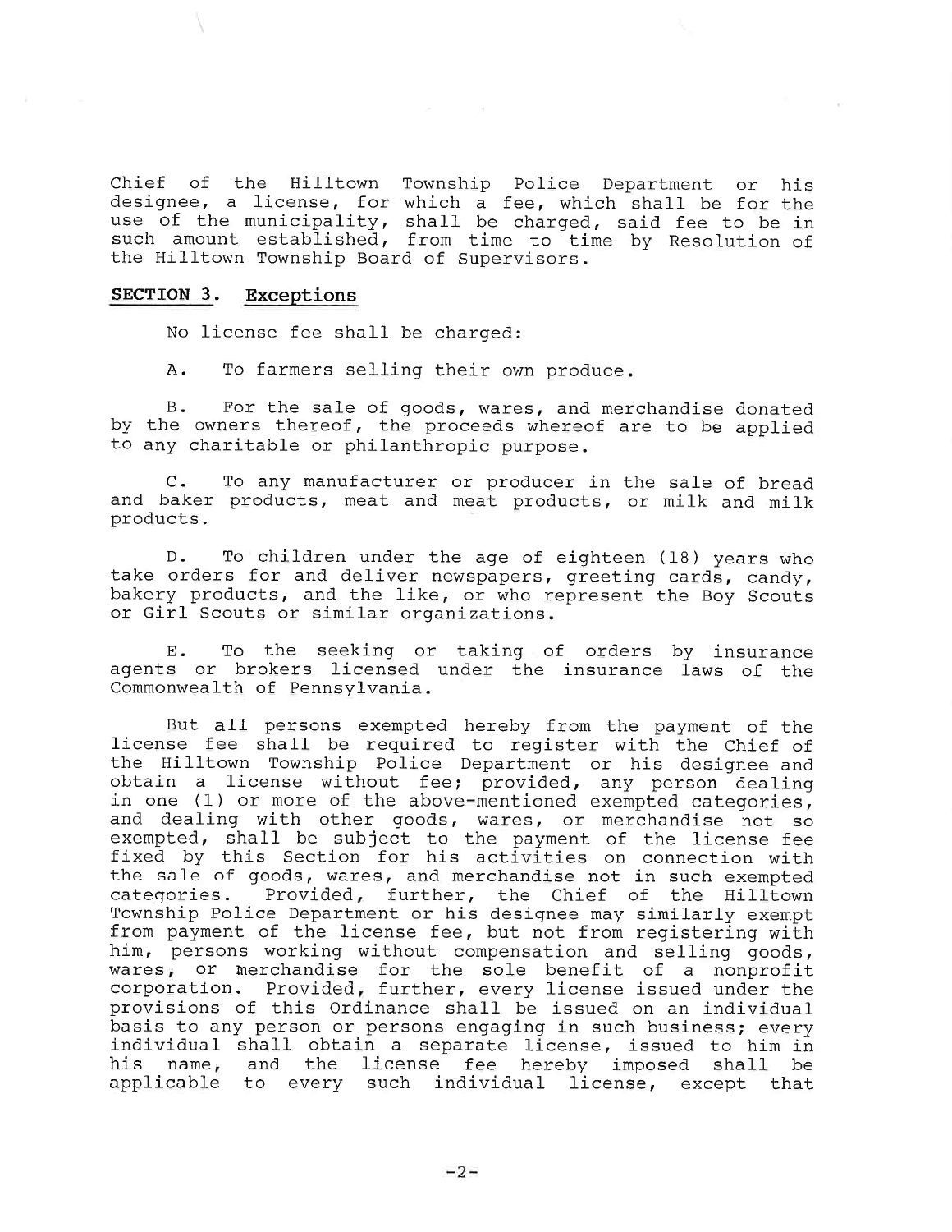Chief of the Hilltown Township Police Department or his designee, a license, for which a fee, which shall be for the use of the municipality, shall be charged, said fee to be in such amount established, from time to time by Resolution of the Hilltown Township Board of Supervisors.

## SECTION 3. Exceptions

No license fee shall be charged:

A. To farmers selling their own produce.

B. For the sale of goods, wares, and merchandise donated by the owners thereof, the proceeds whereof are to be applied to any charitable or philanthropic purpose.

C. To any manufacturer or producer in the sale of bread and baker products, meat and meat products, or milk and milk products.

D. To children under the age of eighteen (18) years who take orders for and deliver newspapers, greeting cards, candy, bakery products, and the like, or who represent the Boy Scouts or Girl Scouts or similar organizations.

E. To the seeking or taking of orders by insurance agents or brokers licensed under the insurance laws of the Commonwealth of Pennsylvania.

But all persons exempted hereby from the payment of the license fee shall be required to register with the Chief of the Hilltown Township Police Department or his designee and obtain a license without fee; provided, any person dealing in one (1) or more of the above-mentioned exempted categories, and dealing with other goods, wares, or merchandise not so exempted, shall be subject to the payment of the license fee fixed by this Section for his activities on connection with the sale of goods, wares, and merchandise not in such exempted categories. Provided, further, the Chief of the Hilltown Township Police Department or his designee may similarly exempt from payment of the license fee, but not from registering with him, persons working without compensation and selling goods, wares, or merchandise for the sole benefit of a nonprofit corporation. Provided, further, every license issued under the provisions of this Ordinance shall be issued on an individual basis to any person or persons engaging in such business; every individual shall obtain a separate license, issued to him in his name, and the license fee hereby imposed shall be applicable to every such individual license, except that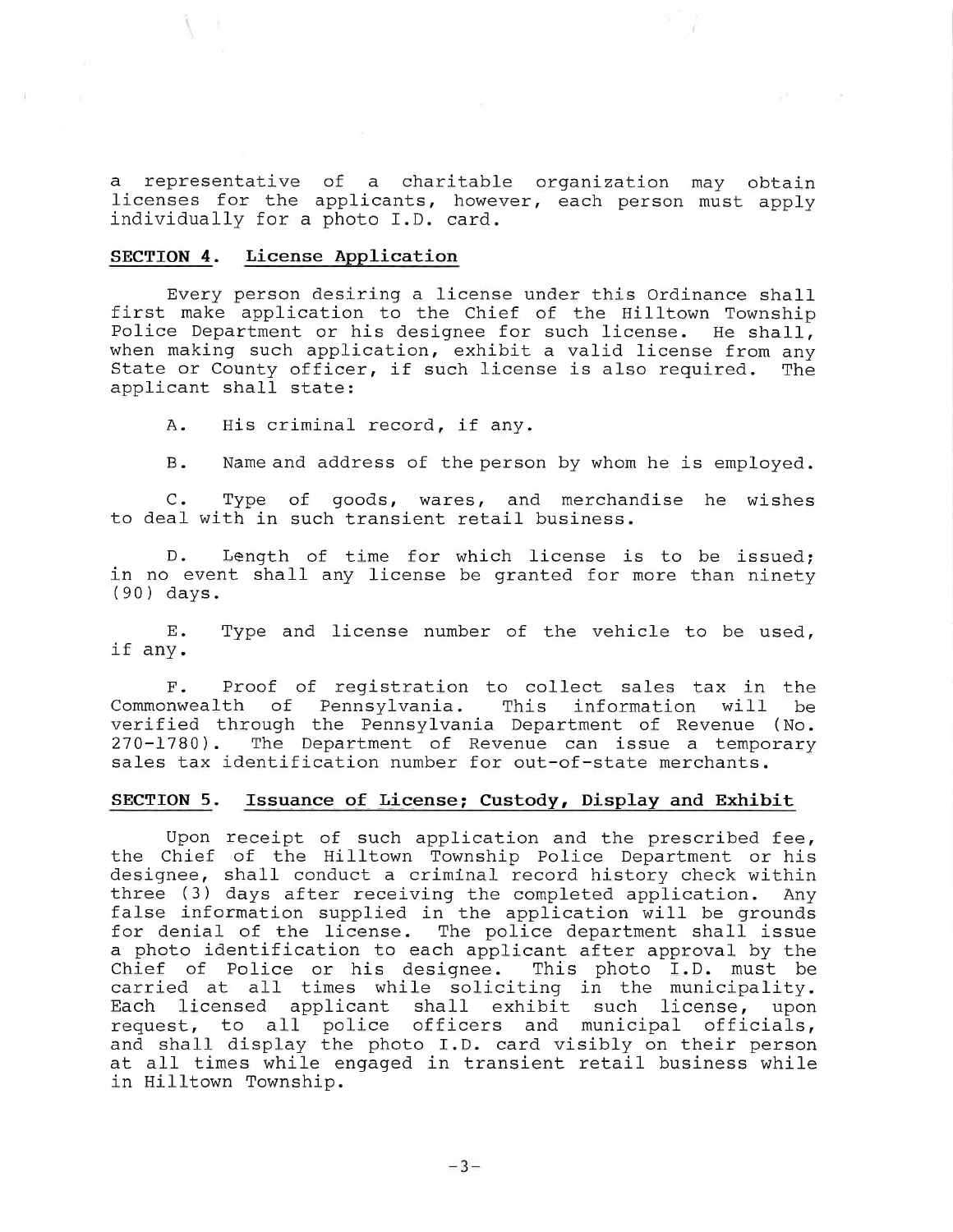a representative of a charitable organization may obtain licenses for the applicants, however, each person must apply individually for a photo I.D. card.

**SECTION 4. License Application**

Every person desiring a license under this Ordinance shall first make application to the Chief of the Hilltown Township Police Department or his designee for such license. He shall, when making such application, exhibit a valid license from any State or County officer, if such license is also required. The applicant shall state:

A. His criminal record, if any.

B. Name and address of the person by whom he is employed.

C. Type of goods, wares, and merchandise he wishes to deal with in such transient retail business.

D. Length of time for which license is to be issued; in no event shall any license be granted for more than ninety (90) days.

E. Type and license number of the vehicle to be used, if any.

F. Proof of registration to collect sales tax in the Commonwealth of Pennsylvania. This information will be verified through the Pennsylvania Department of Revenue (No. 270-1780). The Department of Revenue can issue a temporary sales tax identification number for out-of-state merchants.

**SECTION 5. Issuance of License; Custody, Display and Exhibit**

Upon receipt of such application and the prescribed fee, the Chief of the Hilltown Township Police Department or his designee, shall conduct a criminal record history check within three (3) days after receiving the completed application. Any false information supplied in the application will be grounds for denial of the license. The police department shall issue a photo identification to each applicant after approval by the Chief of Police or his designee. This photo I.D. must be carried at all times while soliciting in the municipality. Each licensed applicant shall exhibit such license, upon request, to all police officers and municipal officials, and shall display the photo I.D. card visibly on their person at all times while engaged in transient retail business while in Hilltown Township.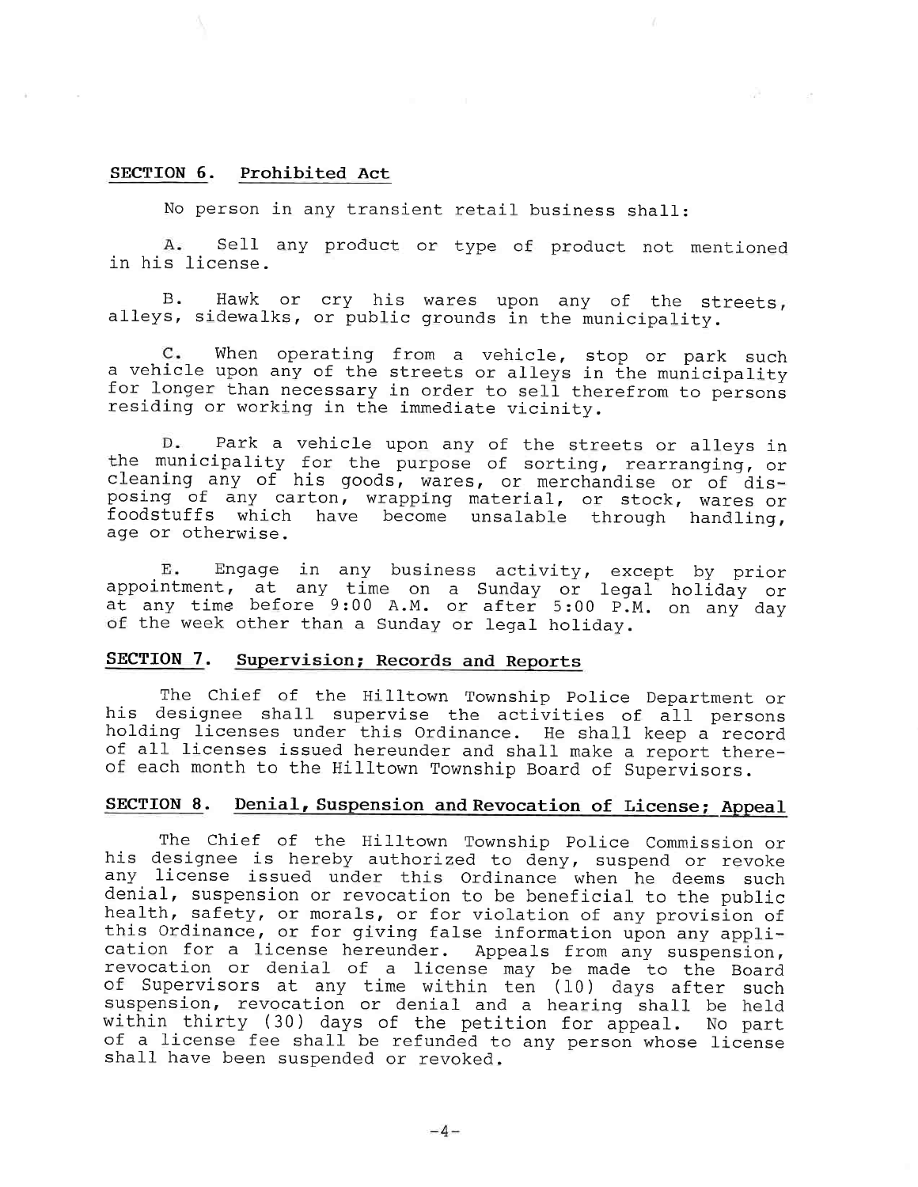## SECTION 6. Prohibited Act

No person in any transient retail business shall:

A. Sell any product or type of product not mentioned in his license.

B. Hawk or cry his wares upon any of the streets, alleys, sidewalks, or public grounds in the municipality.

C. When operating from a vehicle, stop or park such a vehicle upon any of the streets or alleys in the municipality for longer than necessary in order to sell therefrom to persons residing or working in the immediate vicinity.

D. Park a vehicle upon any of the streets or alleys in the municipality for the purpose of sorting, rearranging, or cleaning any of his goods, wares, or merchandise or of disposing of any carton, wrapping material, or stock, wares or foodstuffs which have become unsalable through handling, age or otherwise.

E. Engage in any business activity, except by prior appointment, at any time on a Sunday or legal holiday or at any time before 9:00 A.M. or after 5:00 P.M. on any day of the week other than a Sunday or legal holiday.

## SECTION 7. Supervision; Records and Reports

The Chief of the Hilltown Township Police Department or his designee shall supervise the activities of all persons holding licenses under this Ordinance. He shall keep a record of all licenses issued hereunder and shall make a report thereof each month to the Hilltown Township Board of Supervisors.

## SECTION 8. Denial, Suspension and Revocation of License; Appeal

The Chief of the Hilltown Township Police Commission or his designee is hereby authorized to deny, suspend or revoke any license issued under this Ordinance when he deems such denial, suspension or revocation to be beneficial to the public health, safety, or morals, or for violation of any provision of this Ordinance, or for giving false information upon any application for a license hereunder. Appeals from any suspension, revocation or denial of a license may be made to the Board of Supervisors at any time within ten (10) days after such suspension, revocation or denial and a hearing shall be held within thirty (30) days of the petition for appeal. No part of a license fee shall be refunded to any person whose license shall have been suspended or revoked.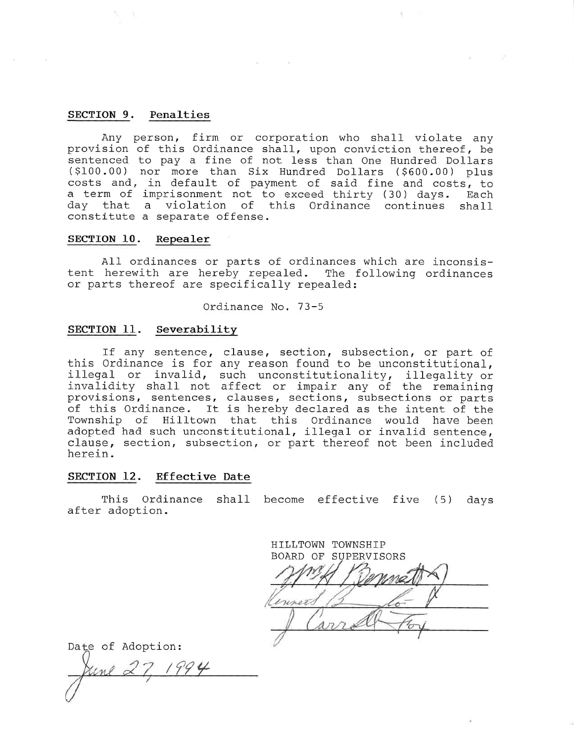**SECTION 9. Penalties**

Any person, firm or corporation who shall violate any provision of this Ordinance shall, upon conviction thereof, be sentenced to pay a fine of not less than One Hundred Dollars ($100.00) nor more than Six Hundred Dollars ($600.00) plus costs and, in default of payment of said fine and costs, to a term of imprisonment not to exceed thirty (30) days. Each day that a violation of this Ordinance continues shall constitute a separate offense.

**SECTION 10. Repealer**

All ordinances or parts of ordinances which are inconsistent herewith are hereby repealed. The following ordinances or parts thereof are specifically repealed:

Ordinance No. 73-5

**SECTION 11. Severability**

If any sentence, clause, section, subsection, or part of this Ordinance is for any reason found to be unconstitutional, illegal or invalid, such unconstitutionality, illegality or invalidity shall not affect or impair any of the remaining provisions, sentences, clauses, sections, subsections or parts of this Ordinance. It is hereby declared as the intent of the Township of Hilltown that this Ordinance would have been adopted had such unconstitutional, illegal or invalid sentence, clause, section, subsection, or part thereof not been included herein.

**SECTION 12. Effective Date**

This Ordinance shall become effective five (5) days after adoption.

HILLTOWN TOWNSHIP
BOARD OF SUPERVISORS

Wm. H. Bennett
Kenneth B. Bo
J. Carroll Foy

Date of Adoption:
June 27, 1994